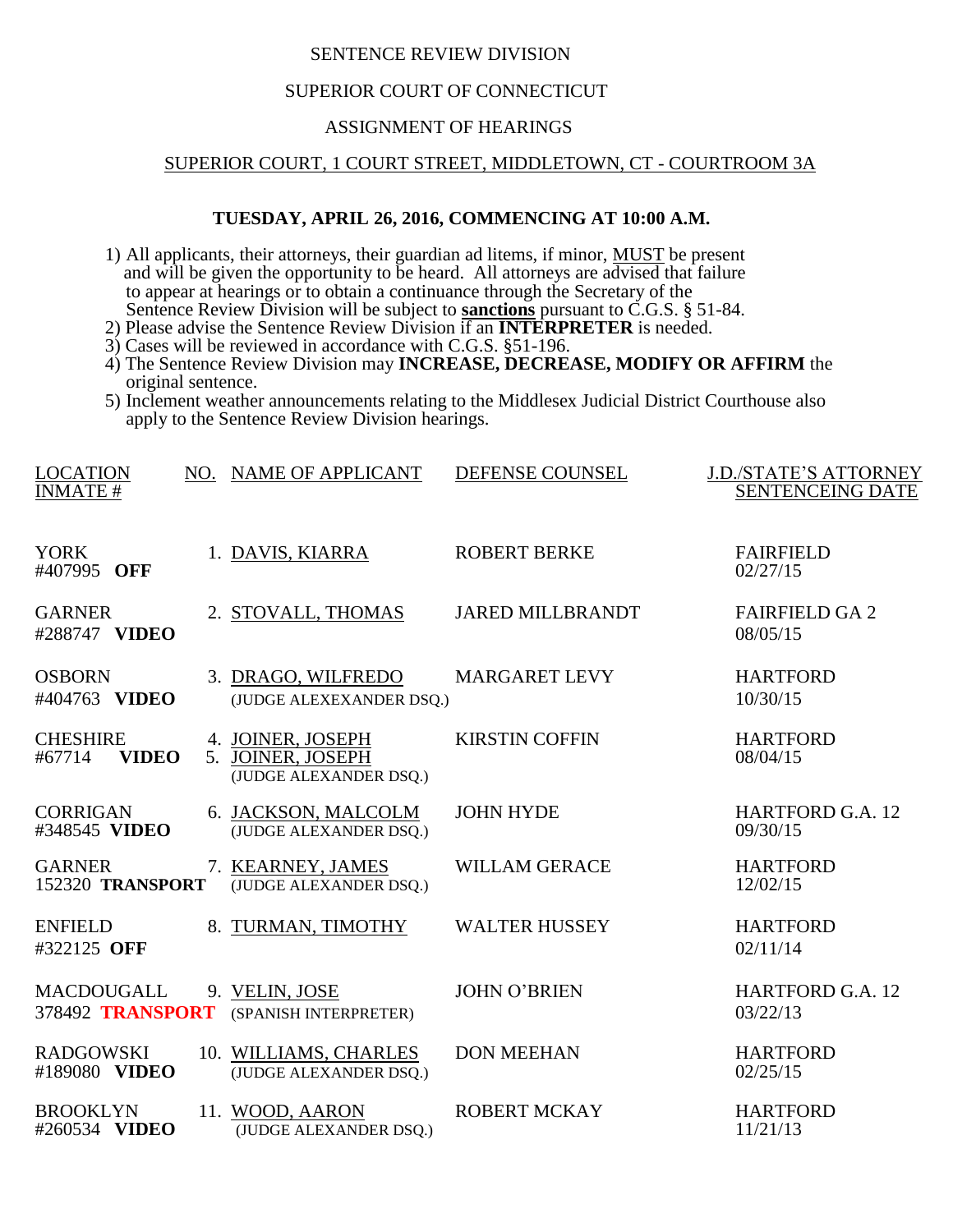SENTENCE REVIEW DIVISION

SUPERIOR COURT OF CONNECTICUT

ASSIGNMENT OF HEARINGS

SUPERIOR COURT, 1 COURT STREET, MIDDLETOWN, CT - COURTROOM 3A

**TUESDAY, APRIL 26, 2016, COMMENCING AT 10:00 A.M.**

1) All applicants, their attorneys, their guardian ad litems, if minor, MUST be present and will be given the opportunity to be heard. All attorneys are advised that failure to appear at hearings or to obtain a continuance through the Secretary of the Sentence Review Division will be subject to **sanctions** pursuant to C.G.S. § 51-84.
2) Please advise the Sentence Review Division if an **INTERPRETER** is needed.
3) Cases will be reviewed in accordance with C.G.S. §51-196.
4) The Sentence Review Division may **INCREASE, DECREASE, MODIFY OR AFFIRM** the original sentence.
5) Inclement weather announcements relating to the Middlesex Judicial District Courthouse also apply to the Sentence Review Division hearings.

| LOCATION / INMATE # | NO. | NAME OF APPLICANT | DEFENSE COUNSEL | J.D./STATE'S ATTORNEY / SENTENCEING DATE |
|---|---|---|---|---|
| YORK #407995 **OFF** | 1. | DAVIS, KIARRA | ROBERT BERKE | FAIRFIELD 02/27/15 |
| GARNER #288747 **VIDEO** | 2. | STOVALL, THOMAS | JARED MILLBRANDT | FAIRFIELD GA 2 08/05/15 |
| OSBORN #404763 **VIDEO** | 3. | DRAGO, WILFREDO (JUDGE ALEXEXANDER DSQ.) | MARGARET LEVY | HARTFORD 10/30/15 |
| CHESHIRE #67714 **VIDEO** | 4. 5. | JOINER, JOSEPH / JOINER, JOSEPH (JUDGE ALEXANDER DSQ.) | KIRSTIN COFFIN | HARTFORD 08/04/15 |
| CORRIGAN #348545 **VIDEO** | 6. | JACKSON, MALCOLM (JUDGE ALEXANDER DSQ.) | JOHN HYDE | HARTFORD G.A. 12 09/30/15 |
| GARNER 152320 **TRANSPORT** | 7. | KEARNEY, JAMES (JUDGE ALEXANDER DSQ.) | WILLAM GERACE | HARTFORD 12/02/15 |
| ENFIELD #322125 **OFF** | 8. | TURMAN, TIMOTHY | WALTER HUSSEY | HARTFORD 02/11/14 |
| MACDOUGALL 378492 **TRANSPORT** | 9. | VELIN, JOSE (SPANISH INTERPRETER) | JOHN O'BRIEN | HARTFORD G.A. 12 03/22/13 |
| RADGOWSKI #189080 **VIDEO** | 10. | WILLIAMS, CHARLES (JUDGE ALEXANDER DSQ.) | DON MEEHAN | HARTFORD 02/25/15 |
| BROOKLYN #260534 **VIDEO** | 11. | WOOD, AARON (JUDGE ALEXANDER DSQ.) | ROBERT MCKAY | HARTFORD 11/21/13 |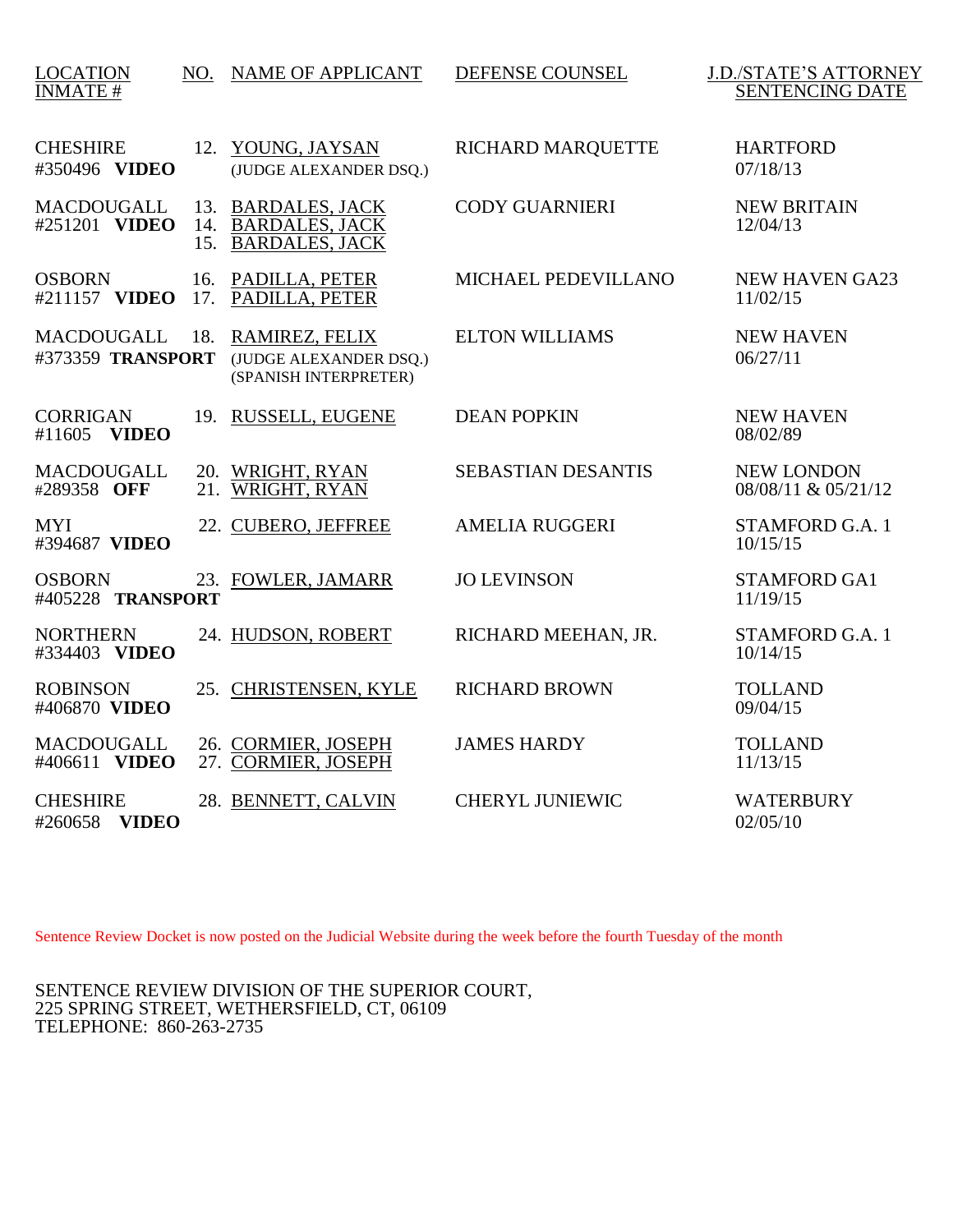| LOCATION INMATE # | NO. | NAME OF APPLICANT | DEFENSE COUNSEL | J.D./STATE'S ATTORNEY SENTENCING DATE |
|---|---|---|---|---|
| CHESHIRE #350496 **VIDEO** | 12. | YOUNG, JAYSAN (JUDGE ALEXANDER DSQ.) | RICHARD MARQUETTE | HARTFORD 07/18/13 |
| MACDOUGALL #251201 **VIDEO** | 13. 14. 15. | BARDALES, JACK BARDALES, JACK BARDALES, JACK | CODY GUARNIERI | NEW BRITAIN 12/04/13 |
| OSBORN #211157 **VIDEO** | 16. 17. | PADILLA, PETER PADILLA, PETER | MICHAEL PEDEVILLANO | NEW HAVEN GA23 11/02/15 |
| MACDOUGALL #373359 **TRANSPORT** | 18. | RAMIREZ, FELIX (JUDGE ALEXANDER DSQ.) (SPANISH INTERPRETER) | ELTON WILLIAMS | NEW HAVEN 06/27/11 |
| CORRIGAN #11605 **VIDEO** | 19. | RUSSELL, EUGENE | DEAN POPKIN | NEW HAVEN 08/02/89 |
| MACDOUGALL #289358 **OFF** | 20. 21. | WRIGHT, RYAN WRIGHT, RYAN | SEBASTIAN DESANTIS | NEW LONDON 08/08/11 & 05/21/12 |
| MYI #394687 **VIDEO** | 22. | CUBERO, JEFFREE | AMELIA RUGGERI | STAMFORD G.A. 1 10/15/15 |
| OSBORN #405228 **TRANSPORT** | 23. | FOWLER, JAMARR | JO LEVINSON | STAMFORD GA1 11/19/15 |
| NORTHERN #334403 **VIDEO** | 24. | HUDSON, ROBERT | RICHARD MEEHAN, JR. | STAMFORD G.A. 1 10/14/15 |
| ROBINSON #406870 **VIDEO** | 25. | CHRISTENSEN, KYLE | RICHARD BROWN | TOLLAND 09/04/15 |
| MACDOUGALL #406611 **VIDEO** | 26. 27. | CORMIER, JOSEPH CORMIER, JOSEPH | JAMES HARDY | TOLLAND 11/13/15 |
| CHESHIRE #260658 **VIDEO** | 28. | BENNETT, CALVIN | CHERYL JUNIEWIC | WATERBURY 02/05/10 |

Sentence Review Docket is now posted on the Judicial Website during the week before the fourth Tuesday of the month

SENTENCE REVIEW DIVISION OF THE SUPERIOR COURT,
225 SPRING STREET, WETHERSFIELD, CT, 06109
TELEPHONE: 860-263-2735